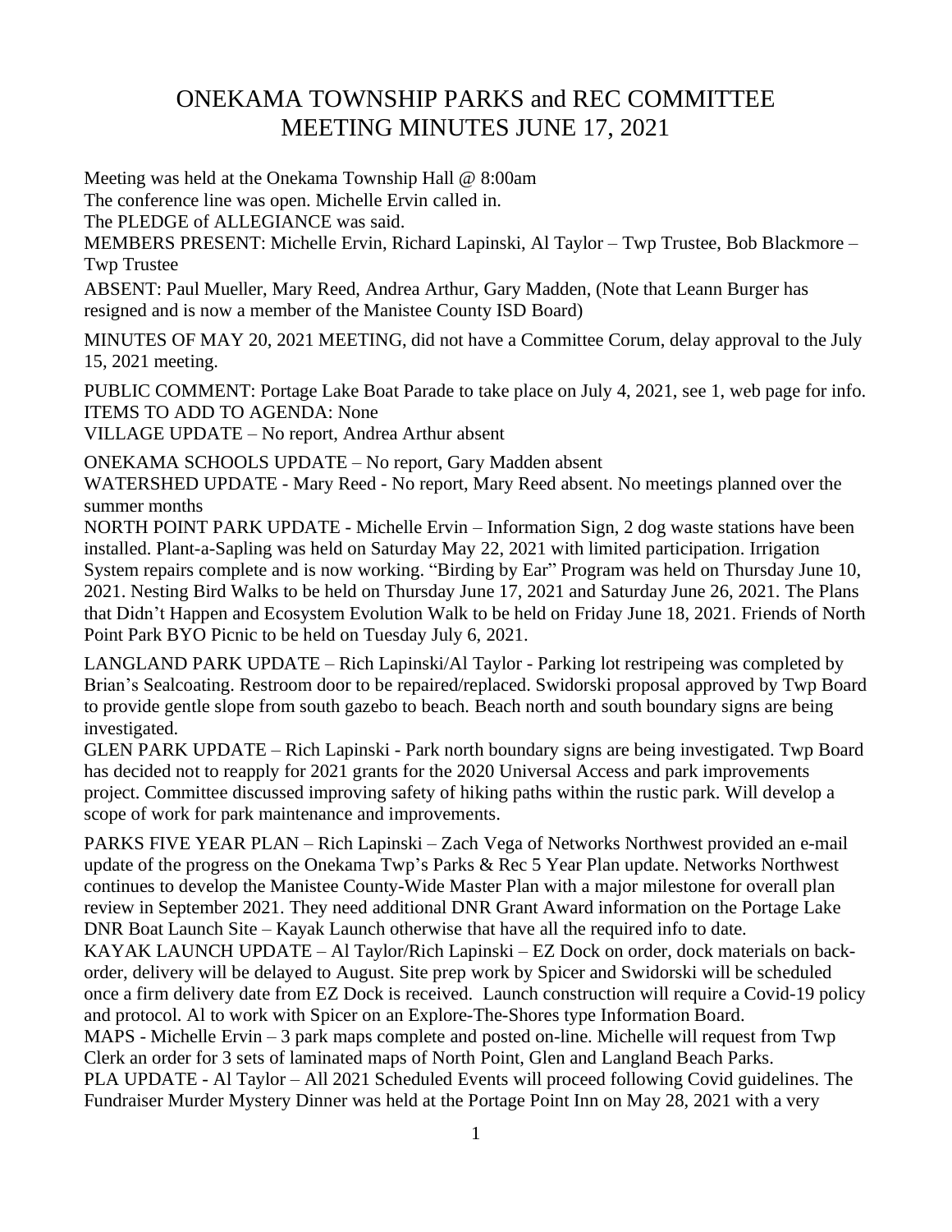# ONEKAMA TOWNSHIP PARKS and REC COMMITTEE MEETING MINUTES JUNE 17, 2021

Meeting was held at the Onekama Township Hall @ 8:00am

The conference line was open. Michelle Ervin called in.

The PLEDGE of ALLEGIANCE was said.

MEMBERS PRESENT: Michelle Ervin, Richard Lapinski, Al Taylor – Twp Trustee, Bob Blackmore – Twp Trustee

ABSENT: Paul Mueller, Mary Reed, Andrea Arthur, Gary Madden, (Note that Leann Burger has resigned and is now a member of the Manistee County ISD Board)

MINUTES OF MAY 20, 2021 MEETING, did not have a Committee Corum, delay approval to the July 15, 2021 meeting.

PUBLIC COMMENT: Portage Lake Boat Parade to take place on July 4, 2021, see 1, web page for info.
ITEMS TO ADD TO AGENDA: None
VILLAGE UPDATE – No report, Andrea Arthur absent

ONEKAMA SCHOOLS UPDATE – No report, Gary Madden absent
WATERSHED UPDATE - Mary Reed - No report, Mary Reed absent. No meetings planned over the summer months
NORTH POINT PARK UPDATE - Michelle Ervin – Information Sign, 2 dog waste stations have been installed. Plant-a-Sapling was held on Saturday May 22, 2021 with limited participation. Irrigation System repairs complete and is now working. "Birding by Ear" Program was held on Thursday June 10, 2021. Nesting Bird Walks to be held on Thursday June 17, 2021 and Saturday June 26, 2021. The Plans that Didn't Happen and Ecosystem Evolution Walk to be held on Friday June 18, 2021. Friends of North Point Park BYO Picnic to be held on Tuesday July 6, 2021.

LANGLAND PARK UPDATE – Rich Lapinski/Al Taylor - Parking lot restripeing was completed by Brian's Sealcoating. Restroom door to be repaired/replaced. Swidorski proposal approved by Twp Board to provide gentle slope from south gazebo to beach. Beach north and south boundary signs are being investigated.
GLEN PARK UPDATE – Rich Lapinski - Park north boundary signs are being investigated. Twp Board has decided not to reapply for 2021 grants for the 2020 Universal Access and park improvements project. Committee discussed improving safety of hiking paths within the rustic park. Will develop a scope of work for park maintenance and improvements.

PARKS FIVE YEAR PLAN – Rich Lapinski – Zach Vega of Networks Northwest provided an e-mail update of the progress on the Onekama Twp's Parks & Rec 5 Year Plan update. Networks Northwest continues to develop the Manistee County-Wide Master Plan with a major milestone for overall plan review in September 2021. They need additional DNR Grant Award information on the Portage Lake DNR Boat Launch Site – Kayak Launch otherwise that have all the required info to date.
KAYAK LAUNCH UPDATE – Al Taylor/Rich Lapinski – EZ Dock on order, dock materials on back-order, delivery will be delayed to August. Site prep work by Spicer and Swidorski will be scheduled once a firm delivery date from EZ Dock is received. Launch construction will require a Covid-19 policy and protocol. Al to work with Spicer on an Explore-The-Shores type Information Board.
MAPS - Michelle Ervin – 3 park maps complete and posted on-line. Michelle will request from Twp Clerk an order for 3 sets of laminated maps of North Point, Glen and Langland Beach Parks.
PLA UPDATE - Al Taylor – All 2021 Scheduled Events will proceed following Covid guidelines. The Fundraiser Murder Mystery Dinner was held at the Portage Point Inn on May 28, 2021 with a very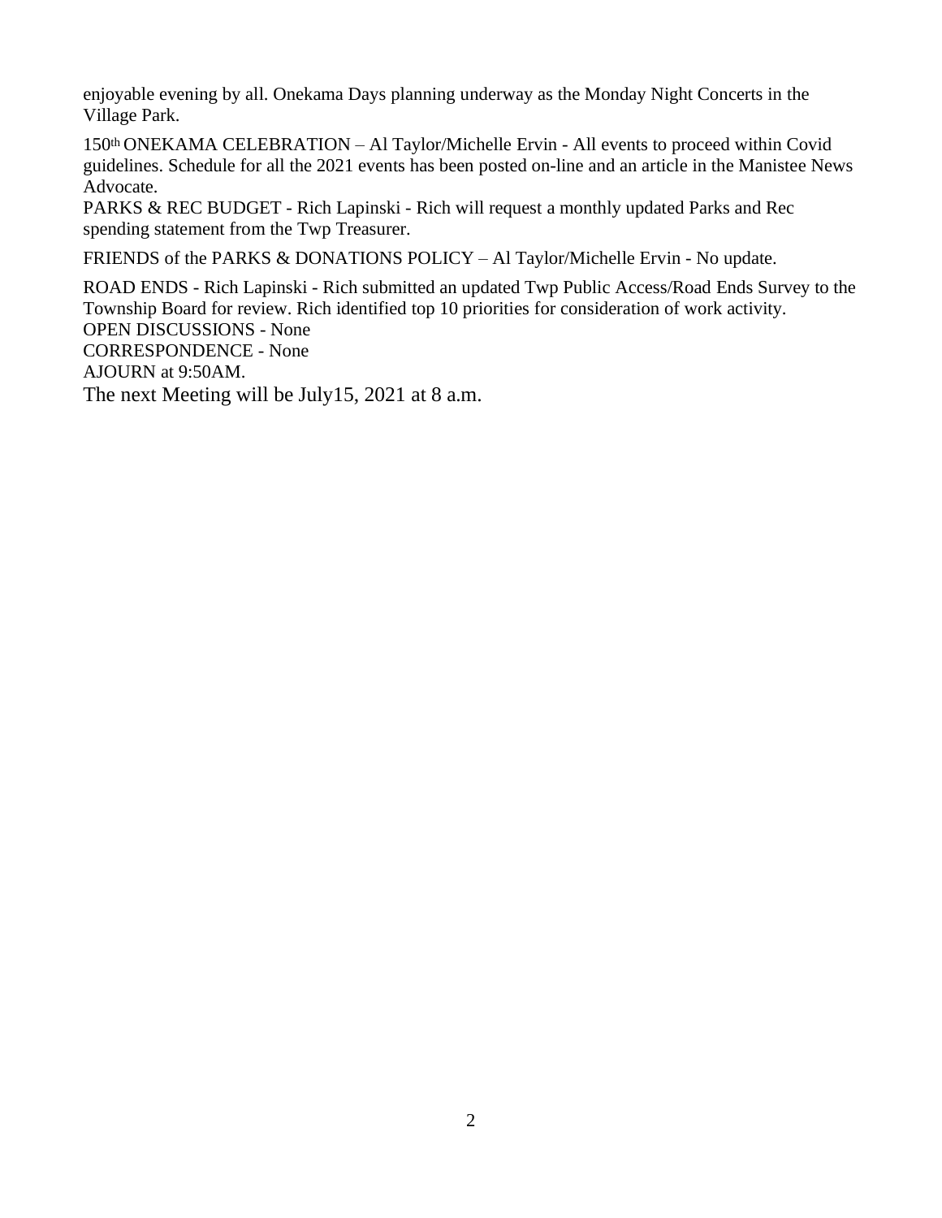enjoyable evening by all. Onekama Days planning underway as the Monday Night Concerts in the Village Park.

150th ONEKAMA CELEBRATION – Al Taylor/Michelle Ervin - All events to proceed within Covid guidelines. Schedule for all the 2021 events has been posted on-line and an article in the Manistee News Advocate.

PARKS & REC BUDGET - Rich Lapinski - Rich will request a monthly updated Parks and Rec spending statement from the Twp Treasurer.

FRIENDS of the PARKS & DONATIONS POLICY – Al Taylor/Michelle Ervin - No update.

ROAD ENDS - Rich Lapinski - Rich submitted an updated Twp Public Access/Road Ends Survey to the Township Board for review. Rich identified top 10 priorities for consideration of work activity.

OPEN DISCUSSIONS - None

CORRESPONDENCE - None

AJOURN at 9:50AM.

The next Meeting will be July15, 2021 at 8 a.m.